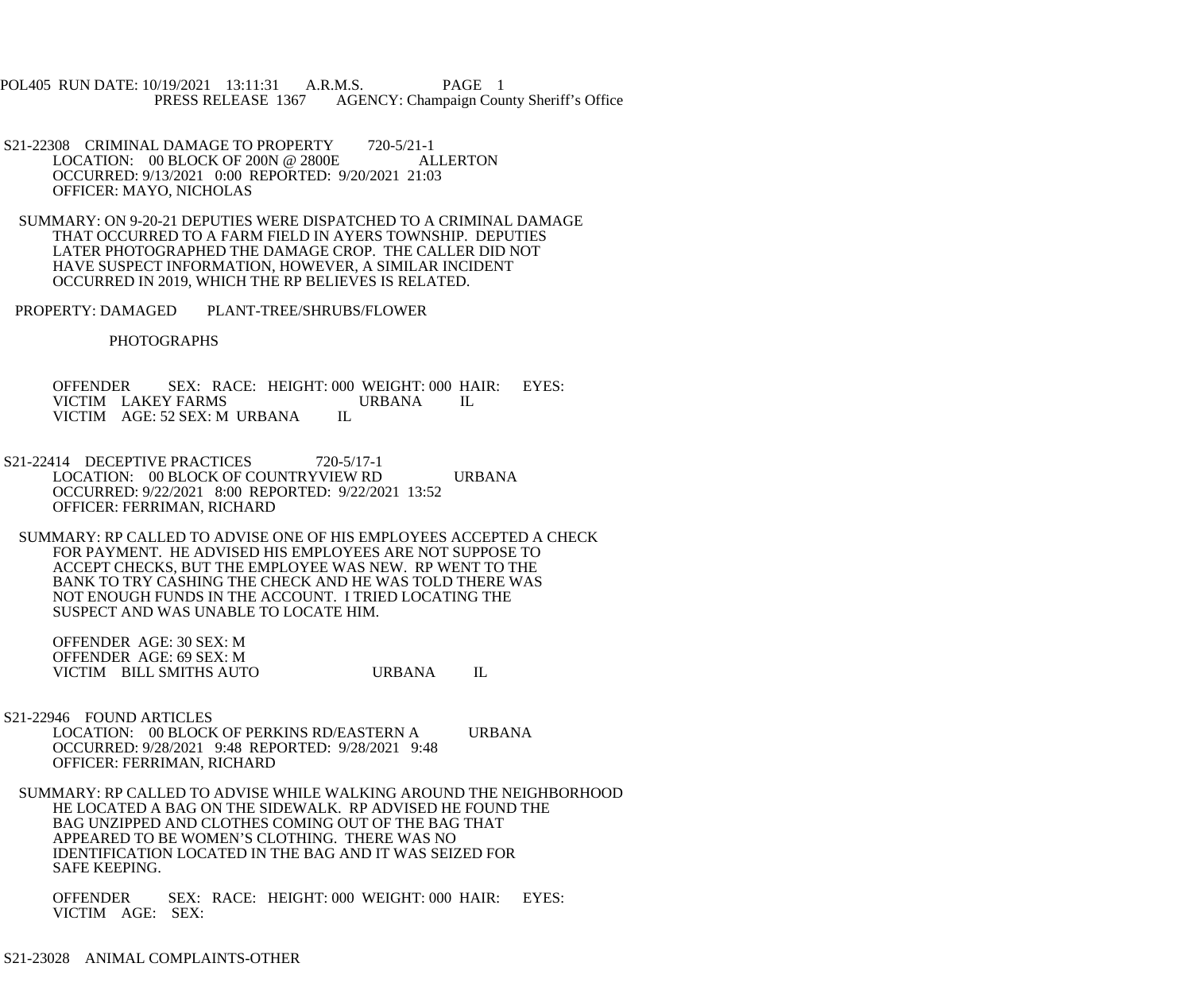POL405 RUN DATE: 10/19/2021 13:11:31 A.R.M.S. PAGE 1
PRESS RELEASE 1367 AGENCY: Champaign County Sheriff's Office

S21-22308 CRIMINAL DAMAGE TO PROPERTY 720-5/21-1
LOCATION: 00 BLOCK OF 200N @ 2800E ALLERTON
OCCURRED: 9/13/2021 0:00 REPORTED: 9/20/2021 21:03
OFFICER: MAYO, NICHOLAS

SUMMARY: ON 9-20-21 DEPUTIES WERE DISPATCHED TO A CRIMINAL DAMAGE THAT OCCURRED TO A FARM FIELD IN AYERS TOWNSHIP. DEPUTIES LATER PHOTOGRAPHED THE DAMAGE CROP. THE CALLER DID NOT HAVE SUSPECT INFORMATION, HOWEVER, A SIMILAR INCIDENT OCCURRED IN 2019, WHICH THE RP BELIEVES IS RELATED.

PROPERTY: DAMAGED PLANT-TREE/SHRUBS/FLOWER

PHOTOGRAPHS

OFFENDER SEX: RACE: HEIGHT: 000 WEIGHT: 000 HAIR: EYES:
VICTIM LAKEY FARMS URBANA IL
VICTIM AGE: 52 SEX: M URBANA IL

S21-22414 DECEPTIVE PRACTICES 720-5/17-1
LOCATION: 00 BLOCK OF COUNTRYVIEW RD URBANA
OCCURRED: 9/22/2021 8:00 REPORTED: 9/22/2021 13:52
OFFICER: FERRIMAN, RICHARD

SUMMARY: RP CALLED TO ADVISE ONE OF HIS EMPLOYEES ACCEPTED A CHECK FOR PAYMENT. HE ADVISED HIS EMPLOYEES ARE NOT SUPPOSE TO ACCEPT CHECKS, BUT THE EMPLOYEE WAS NEW. RP WENT TO THE BANK TO TRY CASHING THE CHECK AND HE WAS TOLD THERE WAS NOT ENOUGH FUNDS IN THE ACCOUNT. I TRIED LOCATING THE SUSPECT AND WAS UNABLE TO LOCATE HIM.

OFFENDER AGE: 30 SEX: M
OFFENDER AGE: 69 SEX: M
VICTIM BILL SMITHS AUTO URBANA IL

S21-22946 FOUND ARTICLES
LOCATION: 00 BLOCK OF PERKINS RD/EASTERN A URBANA
OCCURRED: 9/28/2021 9:48 REPORTED: 9/28/2021 9:48
OFFICER: FERRIMAN, RICHARD

SUMMARY: RP CALLED TO ADVISE WHILE WALKING AROUND THE NEIGHBORHOOD HE LOCATED A BAG ON THE SIDEWALK. RP ADVISED HE FOUND THE BAG UNZIPPED AND CLOTHES COMING OUT OF THE BAG THAT APPEARED TO BE WOMEN'S CLOTHING. THERE WAS NO IDENTIFICATION LOCATED IN THE BAG AND IT WAS SEIZED FOR SAFE KEEPING.

OFFENDER SEX: RACE: HEIGHT: 000 WEIGHT: 000 HAIR: EYES:
VICTIM AGE: SEX:

S21-23028 ANIMAL COMPLAINTS-OTHER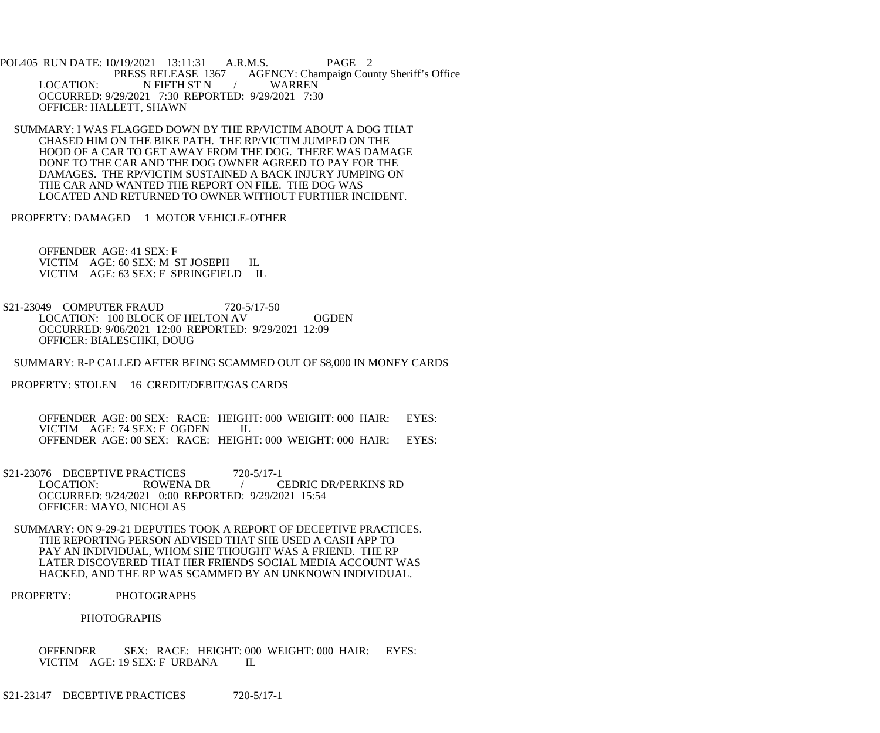PRESS RELEASE 1367 AGENCY: Champaign County Sheriff's Office

LOCATION: N FIFTH ST N / WARREN
OCCURRED: 9/29/2021 7:30 REPORTED: 9/29/2021 7:30
OFFICER: HALLETT, SHAWN

SUMMARY: I WAS FLAGGED DOWN BY THE RP/VICTIM ABOUT A DOG THAT CHASED HIM ON THE BIKE PATH. THE RP/VICTIM JUMPED ON THE HOOD OF A CAR TO GET AWAY FROM THE DOG. THERE WAS DAMAGE DONE TO THE CAR AND THE DOG OWNER AGREED TO PAY FOR THE DAMAGES. THE RP/VICTIM SUSTAINED A BACK INJURY JUMPING ON THE CAR AND WANTED THE REPORT ON FILE. THE DOG WAS LOCATED AND RETURNED TO OWNER WITHOUT FURTHER INCIDENT.

PROPERTY: DAMAGED 1 MOTOR VEHICLE-OTHER

OFFENDER AGE: 41 SEX: F
VICTIM AGE: 60 SEX: M ST JOSEPH IL
VICTIM AGE: 63 SEX: F SPRINGFIELD IL

S21-23049 COMPUTER FRAUD 720-5/17-50
LOCATION: 100 BLOCK OF HELTON AV OGDEN
OCCURRED: 9/06/2021 12:00 REPORTED: 9/29/2021 12:09
OFFICER: BIALESCHKI, DOUG

SUMMARY: R-P CALLED AFTER BEING SCAMMED OUT OF $8,000 IN MONEY CARDS

PROPERTY: STOLEN 16 CREDIT/DEBIT/GAS CARDS

OFFENDER AGE: 00 SEX: RACE: HEIGHT: 000 WEIGHT: 000 HAIR: EYES:
VICTIM AGE: 74 SEX: F OGDEN IL
OFFENDER AGE: 00 SEX: RACE: HEIGHT: 000 WEIGHT: 000 HAIR: EYES:

S21-23076 DECEPTIVE PRACTICES 720-5/17-1
LOCATION: ROWENA DR / CEDRIC DR/PERKINS RD
OCCURRED: 9/24/2021 0:00 REPORTED: 9/29/2021 15:54
OFFICER: MAYO, NICHOLAS

SUMMARY: ON 9-29-21 DEPUTIES TOOK A REPORT OF DECEPTIVE PRACTICES. THE REPORTING PERSON ADVISED THAT SHE USED A CASH APP TO PAY AN INDIVIDUAL, WHOM SHE THOUGHT WAS A FRIEND. THE RP LATER DISCOVERED THAT HER FRIENDS SOCIAL MEDIA ACCOUNT WAS HACKED, AND THE RP WAS SCAMMED BY AN UNKNOWN INDIVIDUAL.

PROPERTY: PHOTOGRAPHS

PHOTOGRAPHS

OFFENDER SEX: RACE: HEIGHT: 000 WEIGHT: 000 HAIR: EYES:
VICTIM AGE: 19 SEX: F URBANA IL

S21-23147 DECEPTIVE PRACTICES 720-5/17-1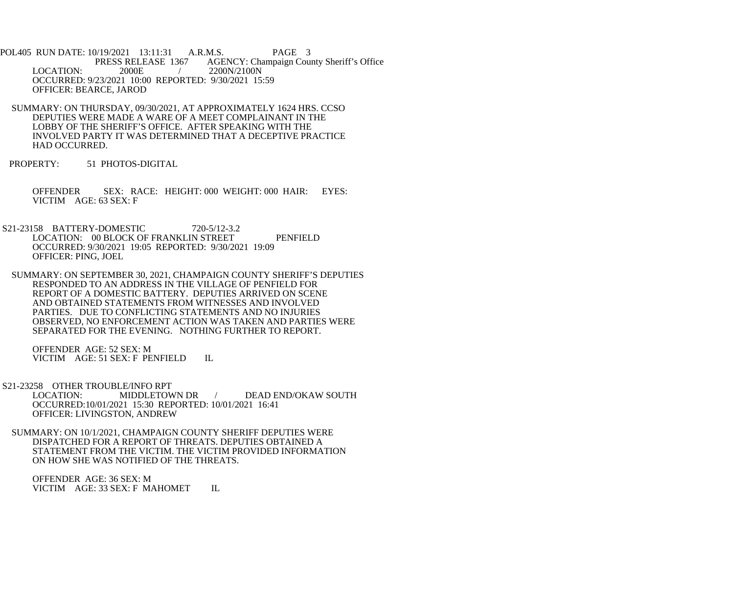PRESS RELEASE 1367 AGENCY: Champaign County Sheriff's Office

LOCATION: 2000E / 2200N/2100N
OCCURRED: 9/23/2021 10:00 REPORTED: 9/30/2021 15:59
OFFICER: BEARCE, JAROD

SUMMARY: ON THURSDAY, 09/30/2021, AT APPROXIMATELY 1624 HRS. CCSO DEPUTIES WERE MADE A WARE OF A MEET COMPLAINANT IN THE LOBBY OF THE SHERIFF'S OFFICE. AFTER SPEAKING WITH THE INVOLVED PARTY IT WAS DETERMINED THAT A DECEPTIVE PRACTICE HAD OCCURRED.

PROPERTY: 51 PHOTOS-DIGITAL

OFFENDER SEX: RACE: HEIGHT: 000 WEIGHT: 000 HAIR: EYES:
VICTIM AGE: 63 SEX: F

S21-23158 BATTERY-DOMESTIC 720-5/12-3.2
LOCATION: 00 BLOCK OF FRANKLIN STREET PENFIELD
OCCURRED: 9/30/2021 19:05 REPORTED: 9/30/2021 19:09
OFFICER: PING, JOEL

SUMMARY: ON SEPTEMBER 30, 2021, CHAMPAIGN COUNTY SHERIFF'S DEPUTIES RESPONDED TO AN ADDRESS IN THE VILLAGE OF PENFIELD FOR REPORT OF A DOMESTIC BATTERY. DEPUTIES ARRIVED ON SCENE AND OBTAINED STATEMENTS FROM WITNESSES AND INVOLVED PARTIES. DUE TO CONFLICTING STATEMENTS AND NO INJURIES OBSERVED, NO ENFORCEMENT ACTION WAS TAKEN AND PARTIES WERE SEPARATED FOR THE EVENING. NOTHING FURTHER TO REPORT.

OFFENDER AGE: 52 SEX: M
VICTIM AGE: 51 SEX: F PENFIELD IL

S21-23258 OTHER TROUBLE/INFO RPT
LOCATION: MIDDLETOWN DR / DEAD END/OKAW SOUTH
OCCURRED:10/01/2021 15:30 REPORTED: 10/01/2021 16:41
OFFICER: LIVINGSTON, ANDREW

SUMMARY: ON 10/1/2021, CHAMPAIGN COUNTY SHERIFF DEPUTIES WERE DISPATCHED FOR A REPORT OF THREATS. DEPUTIES OBTAINED A STATEMENT FROM THE VICTIM. THE VICTIM PROVIDED INFORMATION ON HOW SHE WAS NOTIFIED OF THE THREATS.

OFFENDER AGE: 36 SEX: M
VICTIM AGE: 33 SEX: F MAHOMET IL